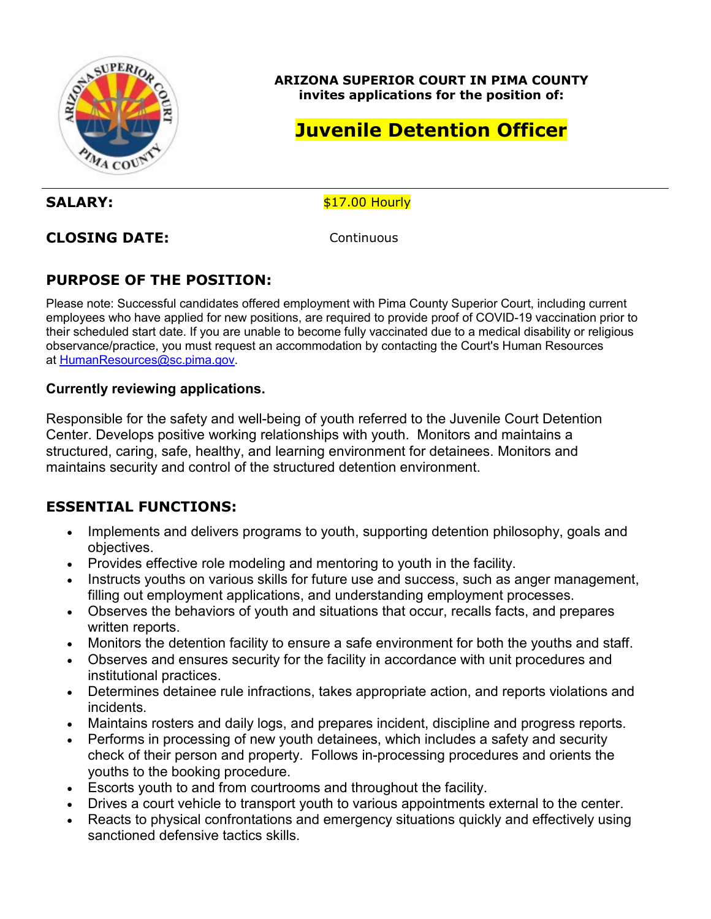**ARIZONA SUPERIOR COURT IN PIMA COUNTY**
**invites applications for the position of:**

# Juvenile Detention Officer

**SALARY:** $17.00 Hourly

**CLOSING DATE:** Continuous

## PURPOSE OF THE POSITION:

Please note: Successful candidates offered employment with Pima County Superior Court, including current employees who have applied for new positions, are required to provide proof of COVID-19 vaccination prior to their scheduled start date. If you are unable to become fully vaccinated due to a medical disability or religious observance/practice, you must request an accommodation by contacting the Court's Human Resources at HumanResources@sc.pima.gov.

**Currently reviewing applications.**

Responsible for the safety and well-being of youth referred to the Juvenile Court Detention Center. Develops positive working relationships with youth. Monitors and maintains a structured, caring, safe, healthy, and learning environment for detainees. Monitors and maintains security and control of the structured detention environment.

## ESSENTIAL FUNCTIONS:

- Implements and delivers programs to youth, supporting detention philosophy, goals and objectives.
- Provides effective role modeling and mentoring to youth in the facility.
- Instructs youths on various skills for future use and success, such as anger management, filling out employment applications, and understanding employment processes.
- Observes the behaviors of youth and situations that occur, recalls facts, and prepares written reports.
- Monitors the detention facility to ensure a safe environment for both the youths and staff.
- Observes and ensures security for the facility in accordance with unit procedures and institutional practices.
- Determines detainee rule infractions, takes appropriate action, and reports violations and incidents.
- Maintains rosters and daily logs, and prepares incident, discipline and progress reports.
- Performs in processing of new youth detainees, which includes a safety and security check of their person and property. Follows in-processing procedures and orients the youths to the booking procedure.
- Escorts youth to and from courtrooms and throughout the facility.
- Drives a court vehicle to transport youth to various appointments external to the center.
- Reacts to physical confrontations and emergency situations quickly and effectively using sanctioned defensive tactics skills.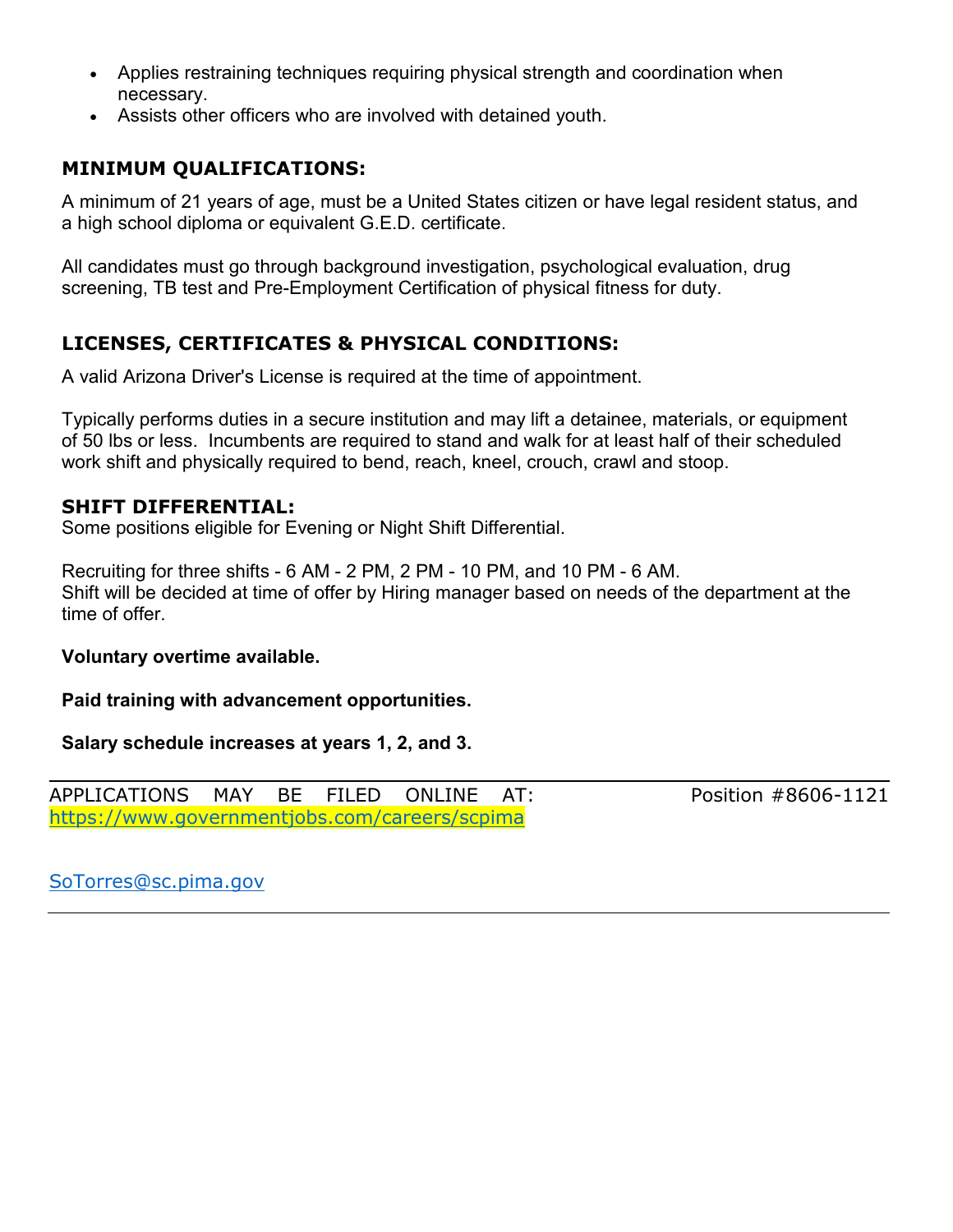- Applies restraining techniques requiring physical strength and coordination when necessary.
- Assists other officers who are involved with detained youth.

## MINIMUM QUALIFICATIONS:

A minimum of 21 years of age, must be a United States citizen or have legal resident status, and a high school diploma or equivalent G.E.D. certificate.

All candidates must go through background investigation, psychological evaluation, drug screening, TB test and Pre-Employment Certification of physical fitness for duty.

## LICENSES, CERTIFICATES & PHYSICAL CONDITIONS:

A valid Arizona Driver's License is required at the time of appointment.

Typically performs duties in a secure institution and may lift a detainee, materials, or equipment of 50 lbs or less. Incumbents are required to stand and walk for at least half of their scheduled work shift and physically required to bend, reach, kneel, crouch, crawl and stoop.

## SHIFT DIFFERENTIAL:

Some positions eligible for Evening or Night Shift Differential.

Recruiting for three shifts - 6 AM - 2 PM, 2 PM - 10 PM, and 10 PM - 6 AM.
Shift will be decided at time of offer by Hiring manager based on needs of the department at the time of offer.

**Voluntary overtime available.**

**Paid training with advancement opportunities.**

**Salary schedule increases at years 1, 2, and 3.**

---

APPLICATIONS MAY BE FILED ONLINE AT: https://www.governmentjobs.com/careers/scpima

Position #8606-1121

SoTorres@sc.pima.gov

---